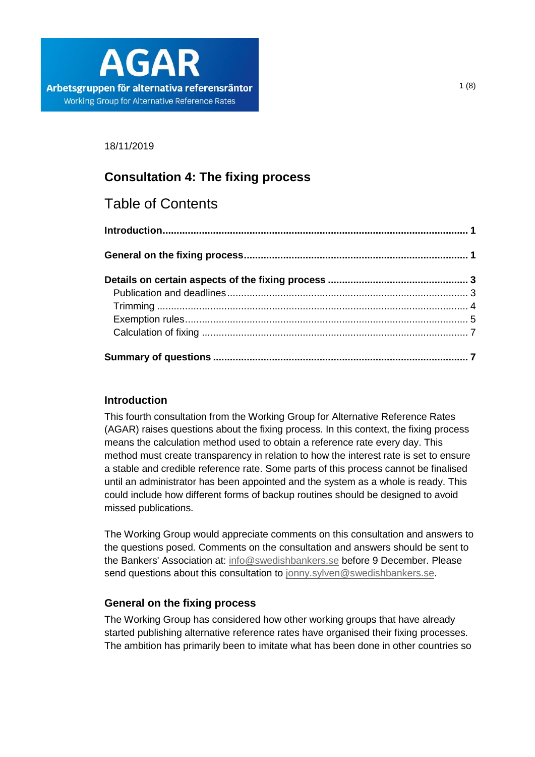AGAR

Arbetsgruppen för alternativa referensräntor

Working Group for Alternative Reference Rates

18/11/2019

# Consultation 4: The fixing process

## Table of Contents

**Introduction** ..... **1**

**General on the fixing process** ..... **1**

**Details on certain aspects of the fixing process** ..... **3**
- Publication and deadlines ..... 3
- Trimming ..... 4
- Exemption rules ..... 5
- Calculation of fixing ..... 7

**Summary of questions** ..... **7**

### Introduction

This fourth consultation from the Working Group for Alternative Reference Rates (AGAR) raises questions about the fixing process. In this context, the fixing process means the calculation method used to obtain a reference rate every day. This method must create transparency in relation to how the interest rate is set to ensure a stable and credible reference rate. Some parts of this process cannot be finalised until an administrator has been appointed and the system as a whole is ready. This could include how different forms of backup routines should be designed to avoid missed publications.

The Working Group would appreciate comments on this consultation and answers to the questions posed. Comments on the consultation and answers should be sent to the Bankers' Association at: info@swedishbankers.se before 9 December. Please send questions about this consultation to jonny.sylven@swedishbankers.se.

### General on the fixing process

The Working Group has considered how other working groups that have already started publishing alternative reference rates have organised their fixing processes. The ambition has primarily been to imitate what has been done in other countries so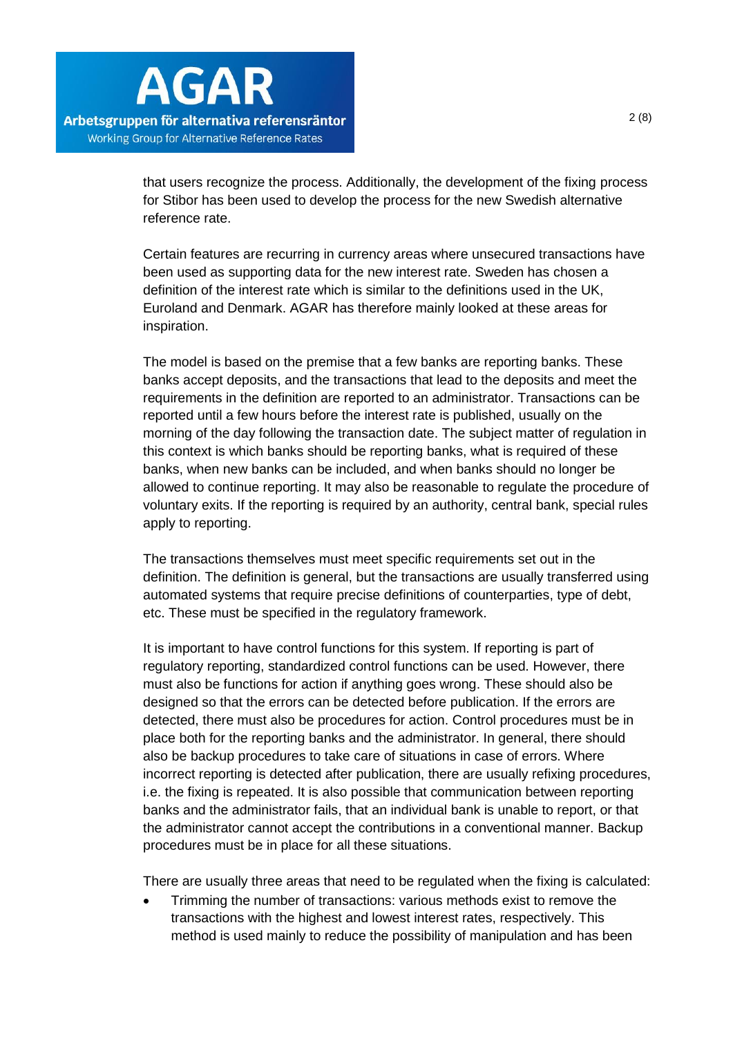that users recognize the process. Additionally, the development of the fixing process for Stibor has been used to develop the process for the new Swedish alternative reference rate.

Certain features are recurring in currency areas where unsecured transactions have been used as supporting data for the new interest rate. Sweden has chosen a definition of the interest rate which is similar to the definitions used in the UK, Euroland and Denmark. AGAR has therefore mainly looked at these areas for inspiration.

The model is based on the premise that a few banks are reporting banks. These banks accept deposits, and the transactions that lead to the deposits and meet the requirements in the definition are reported to an administrator. Transactions can be reported until a few hours before the interest rate is published, usually on the morning of the day following the transaction date. The subject matter of regulation in this context is which banks should be reporting banks, what is required of these banks, when new banks can be included, and when banks should no longer be allowed to continue reporting. It may also be reasonable to regulate the procedure of voluntary exits. If the reporting is required by an authority, central bank, special rules apply to reporting.

The transactions themselves must meet specific requirements set out in the definition. The definition is general, but the transactions are usually transferred using automated systems that require precise definitions of counterparties, type of debt, etc. These must be specified in the regulatory framework.

It is important to have control functions for this system. If reporting is part of regulatory reporting, standardized control functions can be used. However, there must also be functions for action if anything goes wrong. These should also be designed so that the errors can be detected before publication. If the errors are detected, there must also be procedures for action. Control procedures must be in place both for the reporting banks and the administrator. In general, there should also be backup procedures to take care of situations in case of errors. Where incorrect reporting is detected after publication, there are usually refixing procedures, i.e. the fixing is repeated. It is also possible that communication between reporting banks and the administrator fails, that an individual bank is unable to report, or that the administrator cannot accept the contributions in a conventional manner. Backup procedures must be in place for all these situations.

There are usually three areas that need to be regulated when the fixing is calculated:

- Trimming the number of transactions: various methods exist to remove the transactions with the highest and lowest interest rates, respectively. This method is used mainly to reduce the possibility of manipulation and has been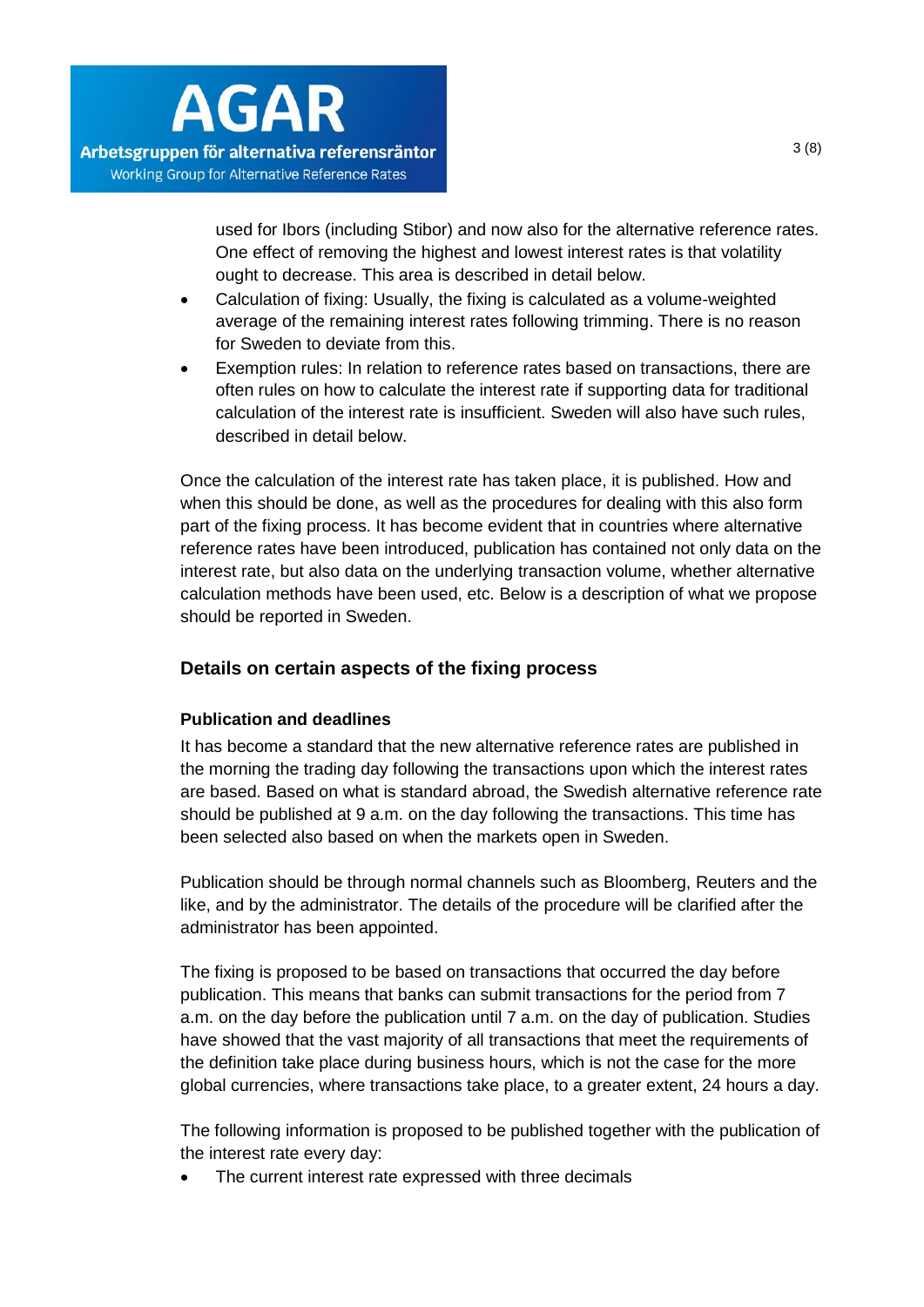used for Ibors (including Stibor) and now also for the alternative reference rates. One effect of removing the highest and lowest interest rates is that volatility ought to decrease. This area is described in detail below.

- Calculation of fixing: Usually, the fixing is calculated as a volume-weighted average of the remaining interest rates following trimming. There is no reason for Sweden to deviate from this.
- Exemption rules: In relation to reference rates based on transactions, there are often rules on how to calculate the interest rate if supporting data for traditional calculation of the interest rate is insufficient. Sweden will also have such rules, described in detail below.

Once the calculation of the interest rate has taken place, it is published. How and when this should be done, as well as the procedures for dealing with this also form part of the fixing process. It has become evident that in countries where alternative reference rates have been introduced, publication has contained not only data on the interest rate, but also data on the underlying transaction volume, whether alternative calculation methods have been used, etc. Below is a description of what we propose should be reported in Sweden.

## Details on certain aspects of the fixing process

### Publication and deadlines

It has become a standard that the new alternative reference rates are published in the morning the trading day following the transactions upon which the interest rates are based. Based on what is standard abroad, the Swedish alternative reference rate should be published at 9 a.m. on the day following the transactions. This time has been selected also based on when the markets open in Sweden.

Publication should be through normal channels such as Bloomberg, Reuters and the like, and by the administrator. The details of the procedure will be clarified after the administrator has been appointed.

The fixing is proposed to be based on transactions that occurred the day before publication. This means that banks can submit transactions for the period from 7 a.m. on the day before the publication until 7 a.m. on the day of publication. Studies have showed that the vast majority of all transactions that meet the requirements of the definition take place during business hours, which is not the case for the more global currencies, where transactions take place, to a greater extent, 24 hours a day.

The following information is proposed to be published together with the publication of the interest rate every day:

- The current interest rate expressed with three decimals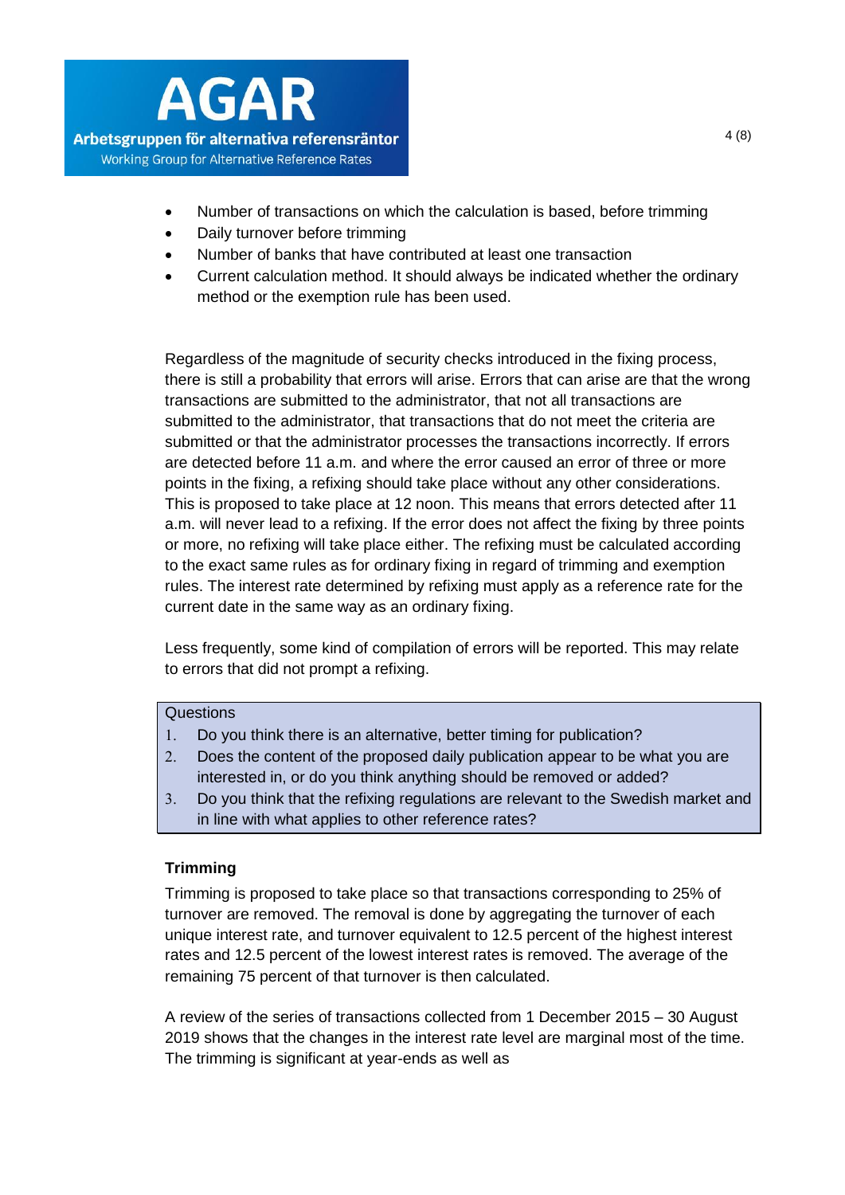- Number of transactions on which the calculation is based, before trimming
- Daily turnover before trimming
- Number of banks that have contributed at least one transaction
- Current calculation method. It should always be indicated whether the ordinary method or the exemption rule has been used.

Regardless of the magnitude of security checks introduced in the fixing process, there is still a probability that errors will arise. Errors that can arise are that the wrong transactions are submitted to the administrator, that not all transactions are submitted to the administrator, that transactions that do not meet the criteria are submitted or that the administrator processes the transactions incorrectly. If errors are detected before 11 a.m. and where the error caused an error of three or more points in the fixing, a refixing should take place without any other considerations. This is proposed to take place at 12 noon. This means that errors detected after 11 a.m. will never lead to a refixing. If the error does not affect the fixing by three points or more, no refixing will take place either. The refixing must be calculated according to the exact same rules as for ordinary fixing in regard of trimming and exemption rules. The interest rate determined by refixing must apply as a reference rate for the current date in the same way as an ordinary fixing.

Less frequently, some kind of compilation of errors will be reported. This may relate to errors that did not prompt a refixing.

> Questions
> 1. Do you think there is an alternative, better timing for publication?
> 2. Does the content of the proposed daily publication appear to be what you are interested in, or do you think anything should be removed or added?
> 3. Do you think that the refixing regulations are relevant to the Swedish market and in line with what applies to other reference rates?

**Trimming**

Trimming is proposed to take place so that transactions corresponding to 25% of turnover are removed. The removal is done by aggregating the turnover of each unique interest rate, and turnover equivalent to 12.5 percent of the highest interest rates and 12.5 percent of the lowest interest rates is removed. The average of the remaining 75 percent of that turnover is then calculated.

A review of the series of transactions collected from 1 December 2015 – 30 August 2019 shows that the changes in the interest rate level are marginal most of the time. The trimming is significant at year-ends as well as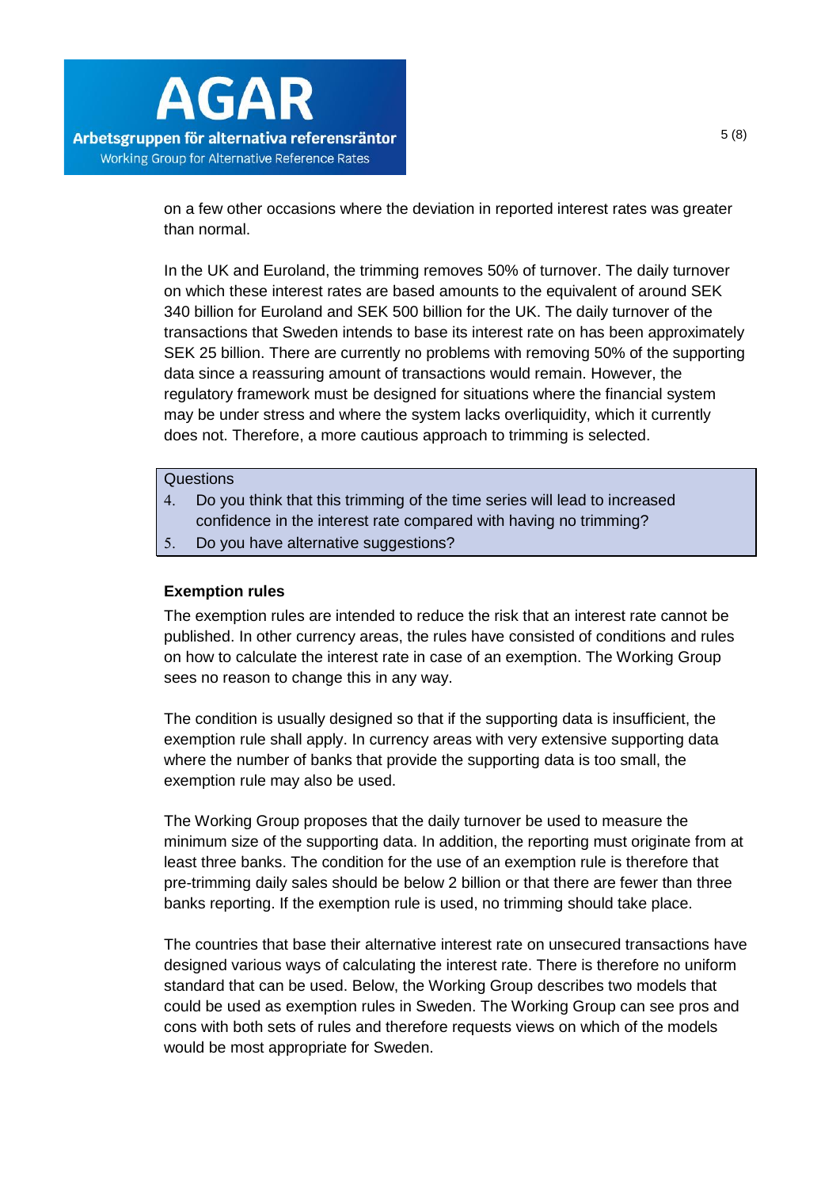on a few other occasions where the deviation in reported interest rates was greater than normal.

In the UK and Euroland, the trimming removes 50% of turnover. The daily turnover on which these interest rates are based amounts to the equivalent of around SEK 340 billion for Euroland and SEK 500 billion for the UK. The daily turnover of the transactions that Sweden intends to base its interest rate on has been approximately SEK 25 billion. There are currently no problems with removing 50% of the supporting data since a reassuring amount of transactions would remain. However, the regulatory framework must be designed for situations where the financial system may be under stress and where the system lacks overliquidity, which it currently does not. Therefore, a more cautious approach to trimming is selected.

> Questions
> 4. Do you think that this trimming of the time series will lead to increased confidence in the interest rate compared with having no trimming?
> 5. Do you have alternative suggestions?

**Exemption rules**

The exemption rules are intended to reduce the risk that an interest rate cannot be published. In other currency areas, the rules have consisted of conditions and rules on how to calculate the interest rate in case of an exemption. The Working Group sees no reason to change this in any way.

The condition is usually designed so that if the supporting data is insufficient, the exemption rule shall apply. In currency areas with very extensive supporting data where the number of banks that provide the supporting data is too small, the exemption rule may also be used.

The Working Group proposes that the daily turnover be used to measure the minimum size of the supporting data. In addition, the reporting must originate from at least three banks. The condition for the use of an exemption rule is therefore that pre-trimming daily sales should be below 2 billion or that there are fewer than three banks reporting. If the exemption rule is used, no trimming should take place.

The countries that base their alternative interest rate on unsecured transactions have designed various ways of calculating the interest rate. There is therefore no uniform standard that can be used. Below, the Working Group describes two models that could be used as exemption rules in Sweden. The Working Group can see pros and cons with both sets of rules and therefore requests views on which of the models would be most appropriate for Sweden.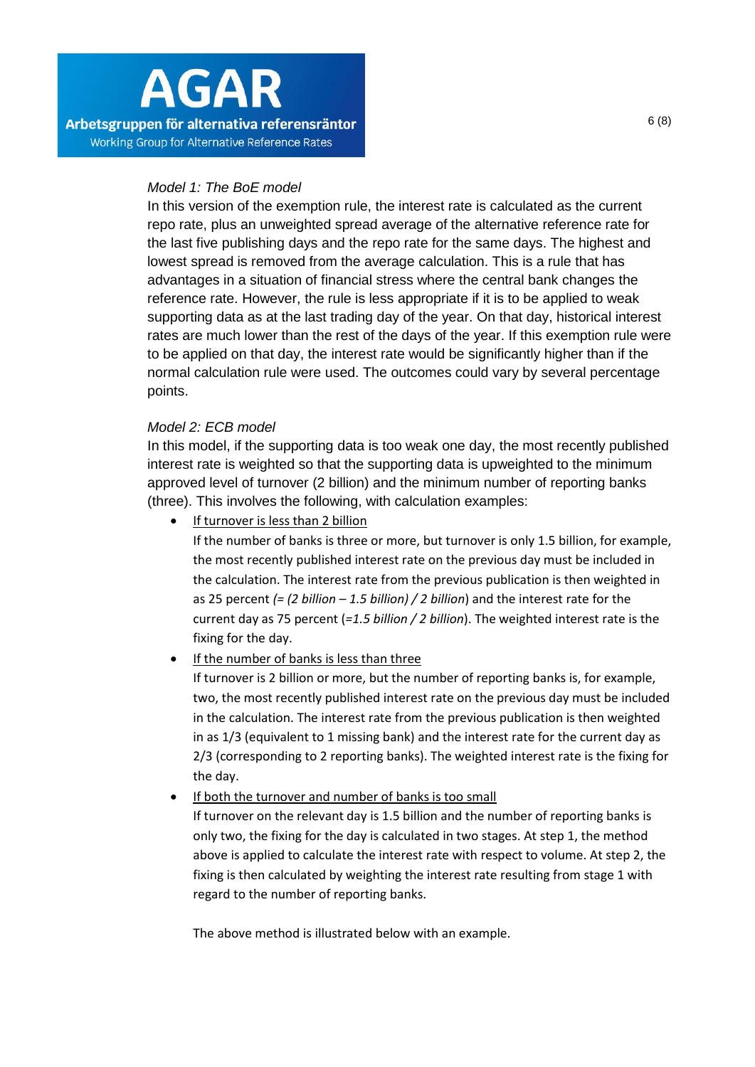*Model 1: The BoE model*

In this version of the exemption rule, the interest rate is calculated as the current repo rate, plus an unweighted spread average of the alternative reference rate for the last five publishing days and the repo rate for the same days. The highest and lowest spread is removed from the average calculation. This is a rule that has advantages in a situation of financial stress where the central bank changes the reference rate. However, the rule is less appropriate if it is to be applied to weak supporting data as at the last trading day of the year. On that day, historical interest rates are much lower than the rest of the days of the year. If this exemption rule were to be applied on that day, the interest rate would be significantly higher than if the normal calculation rule were used. The outcomes could vary by several percentage points.

*Model 2: ECB model*

In this model, if the supporting data is too weak one day, the most recently published interest rate is weighted so that the supporting data is upweighted to the minimum approved level of turnover (2 billion) and the minimum number of reporting banks (three). This involves the following, with calculation examples:

- <u>If turnover is less than 2 billion</u>
  If the number of banks is three or more, but turnover is only 1.5 billion, for example, the most recently published interest rate on the previous day must be included in the calculation. The interest rate from the previous publication is then weighted in as 25 percent *(= (2 billion – 1.5 billion) / 2 billion*) and the interest rate for the current day as 75 percent (=*1.5 billion / 2 billion*). The weighted interest rate is the fixing for the day.
- <u>If the number of banks is less than three</u>
  If turnover is 2 billion or more, but the number of reporting banks is, for example, two, the most recently published interest rate on the previous day must be included in the calculation. The interest rate from the previous publication is then weighted in as 1/3 (equivalent to 1 missing bank) and the interest rate for the current day as 2/3 (corresponding to 2 reporting banks). The weighted interest rate is the fixing for the day.
- <u>If both the turnover and number of banks is too small</u>
  If turnover on the relevant day is 1.5 billion and the number of reporting banks is only two, the fixing for the day is calculated in two stages. At step 1, the method above is applied to calculate the interest rate with respect to volume. At step 2, the fixing is then calculated by weighting the interest rate resulting from stage 1 with regard to the number of reporting banks.

The above method is illustrated below with an example.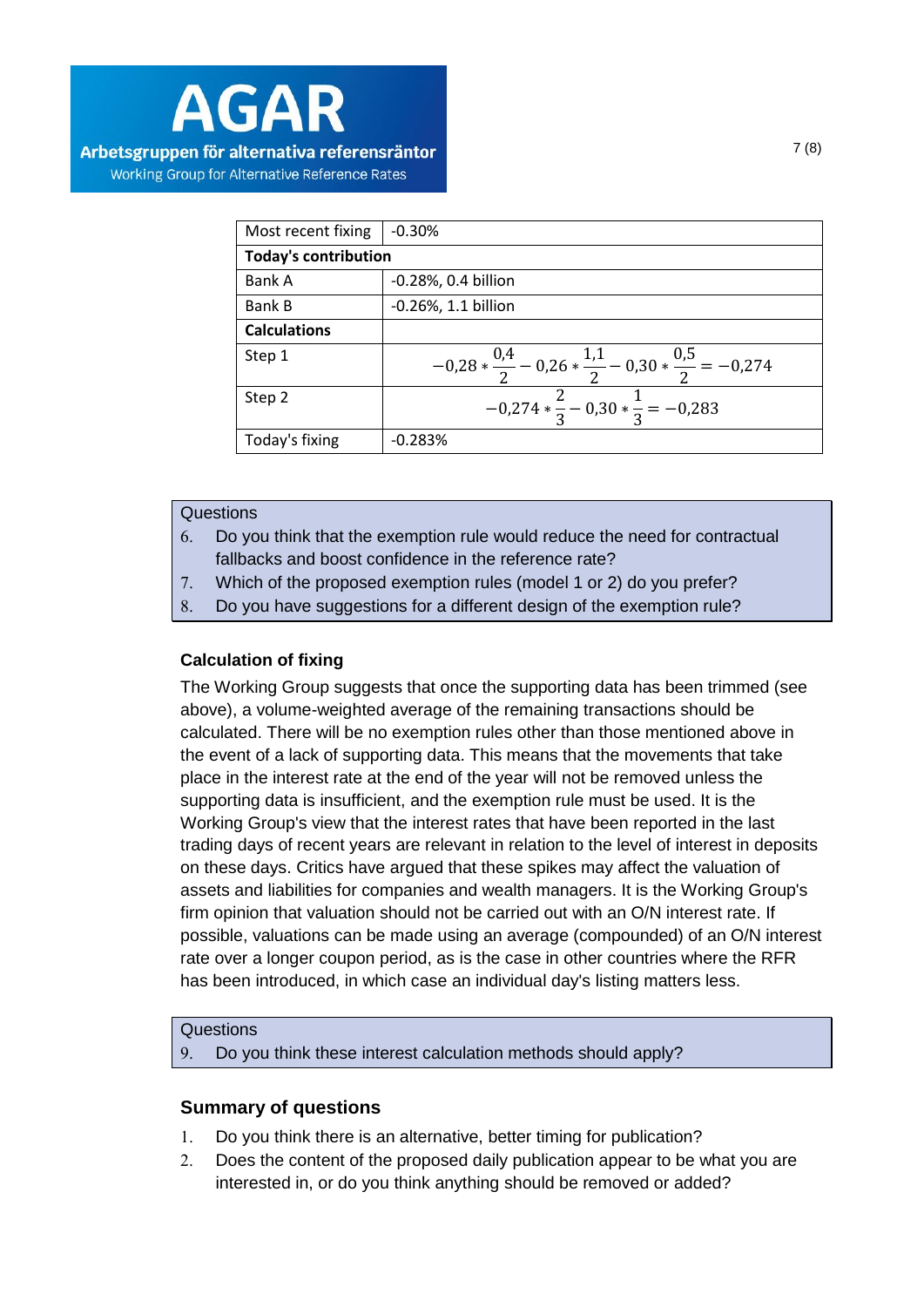| Most recent fixing | -0.30% |
|---|---|
| **Today's contribution** | |
| Bank A | -0.28%, 0.4 billion |
| Bank B | -0.26%, 1.1 billion |
| **Calculations** | |
| Step 1 | $-0{,}28 * \frac{0{,}4}{2} - 0{,}26 * \frac{1{,}1}{2} - 0{,}30 * \frac{0{,}5}{2} = -0{,}274$ |
| Step 2 | $-0{,}274 * \frac{2}{3} - 0{,}30 * \frac{1}{3} = -0{,}283$ |
| Today's fixing | -0.283% |

Questions

6. Do you think that the exemption rule would reduce the need for contractual fallbacks and boost confidence in the reference rate?
7. Which of the proposed exemption rules (model 1 or 2) do you prefer?
8. Do you have suggestions for a different design of the exemption rule?

### Calculation of fixing

The Working Group suggests that once the supporting data has been trimmed (see above), a volume-weighted average of the remaining transactions should be calculated. There will be no exemption rules other than those mentioned above in the event of a lack of supporting data. This means that the movements that take place in the interest rate at the end of the year will not be removed unless the supporting data is insufficient, and the exemption rule must be used. It is the Working Group's view that the interest rates that have been reported in the last trading days of recent years are relevant in relation to the level of interest in deposits on these days. Critics have argued that these spikes may affect the valuation of assets and liabilities for companies and wealth managers. It is the Working Group's firm opinion that valuation should not be carried out with an O/N interest rate. If possible, valuations can be made using an average (compounded) of an O/N interest rate over a longer coupon period, as is the case in other countries where the RFR has been introduced, in which case an individual day's listing matters less.

Questions

9. Do you think these interest calculation methods should apply?

### Summary of questions

1. Do you think there is an alternative, better timing for publication?
2. Does the content of the proposed daily publication appear to be what you are interested in, or do you think anything should be removed or added?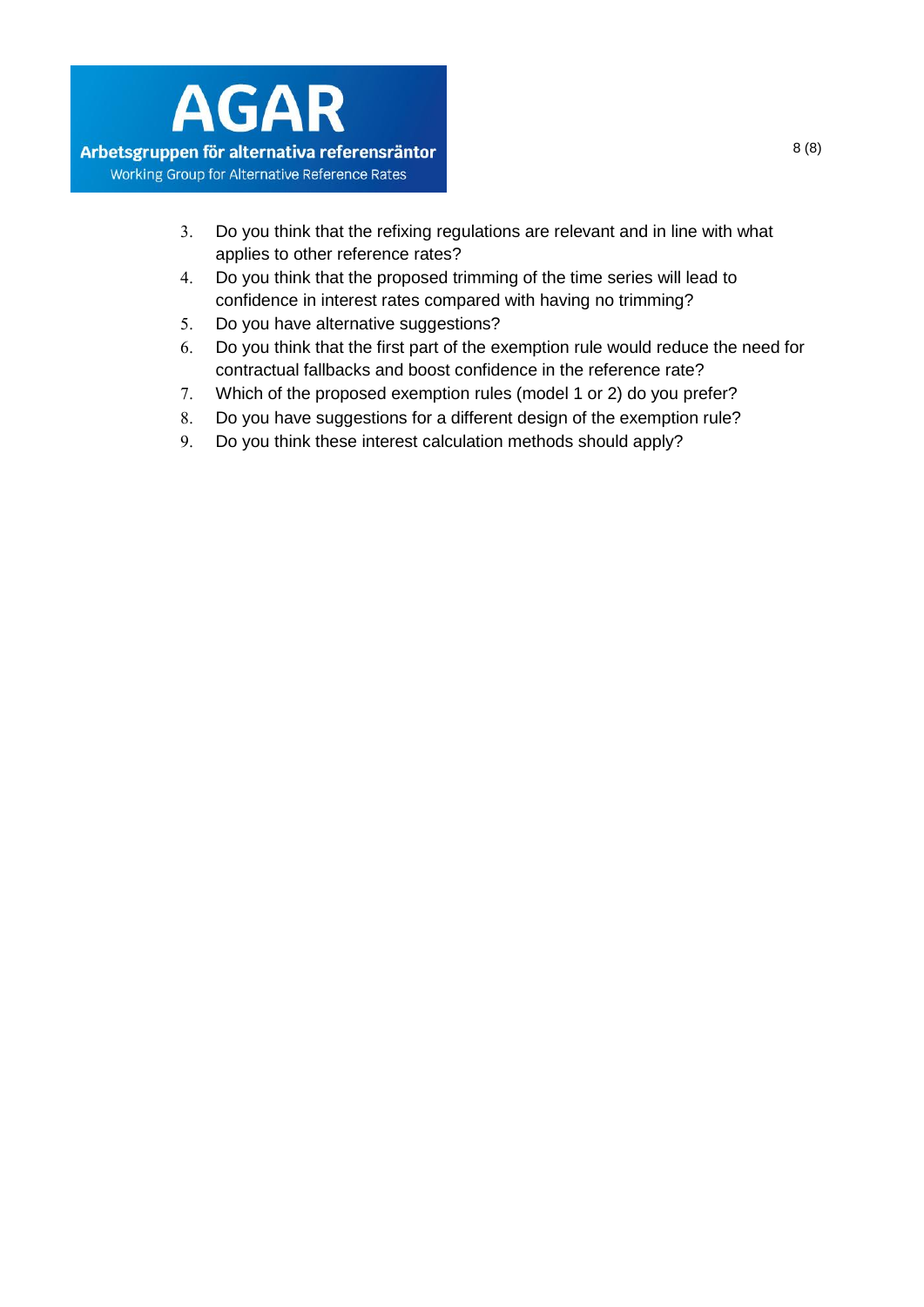3. Do you think that the refixing regulations are relevant and in line with what applies to other reference rates?
4. Do you think that the proposed trimming of the time series will lead to confidence in interest rates compared with having no trimming?
5. Do you have alternative suggestions?
6. Do you think that the first part of the exemption rule would reduce the need for contractual fallbacks and boost confidence in the reference rate?
7. Which of the proposed exemption rules (model 1 or 2) do you prefer?
8. Do you have suggestions for a different design of the exemption rule?
9. Do you think these interest calculation methods should apply?